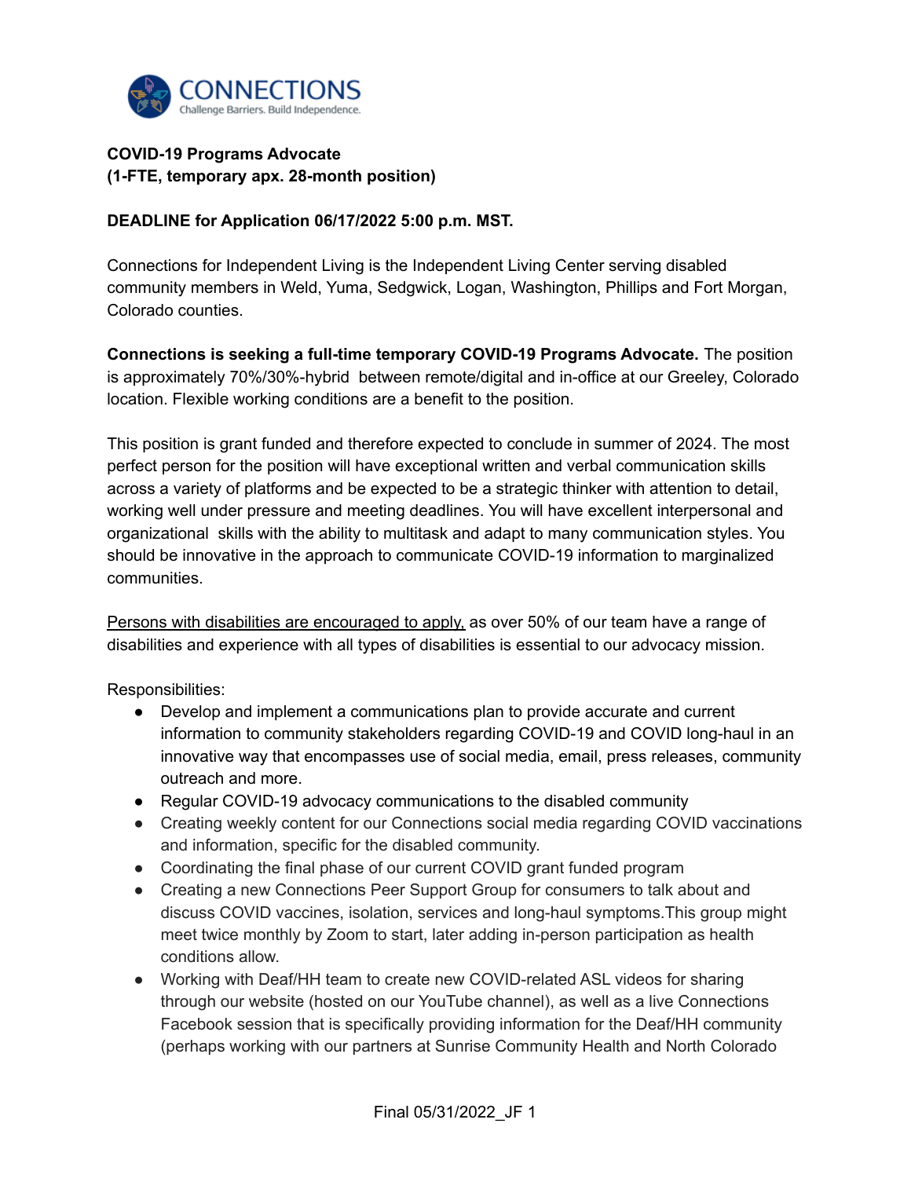**COVID-19 Programs Advocate**
**(1-FTE, temporary apx. 28-month position)**

**DEADLINE for Application 06/17/2022 5:00 p.m. MST.**

Connections for Independent Living is the Independent Living Center serving disabled community members in Weld, Yuma, Sedgwick, Logan, Washington, Phillips and Fort Morgan, Colorado counties.

**Connections is seeking a full-time temporary COVID-19 Programs Advocate.** The position is approximately 70%/30%-hybrid between remote/digital and in-office at our Greeley, Colorado location. Flexible working conditions are a benefit to the position.

This position is grant funded and therefore expected to conclude in summer of 2024. The most perfect person for the position will have exceptional written and verbal communication skills across a variety of platforms and be expected to be a strategic thinker with attention to detail, working well under pressure and meeting deadlines. You will have excellent interpersonal and organizational skills with the ability to multitask and adapt to many communication styles. You should be innovative in the approach to communicate COVID-19 information to marginalized communities.

Persons with disabilities are encouraged to apply, as over 50% of our team have a range of disabilities and experience with all types of disabilities is essential to our advocacy mission.

Responsibilities:

- Develop and implement a communications plan to provide accurate and current information to community stakeholders regarding COVID-19 and COVID long-haul in an innovative way that encompasses use of social media, email, press releases, community outreach and more.
- Regular COVID-19 advocacy communications to the disabled community
- Creating weekly content for our Connections social media regarding COVID vaccinations and information, specific for the disabled community.
- Coordinating the final phase of our current COVID grant funded program
- Creating a new Connections Peer Support Group for consumers to talk about and discuss COVID vaccines, isolation, services and long-haul symptoms.This group might meet twice monthly by Zoom to start, later adding in-person participation as health conditions allow.
- Working with Deaf/HH team to create new COVID-related ASL videos for sharing through our website (hosted on our YouTube channel), as well as a live Connections Facebook session that is specifically providing information for the Deaf/HH community (perhaps working with our partners at Sunrise Community Health and North Colorado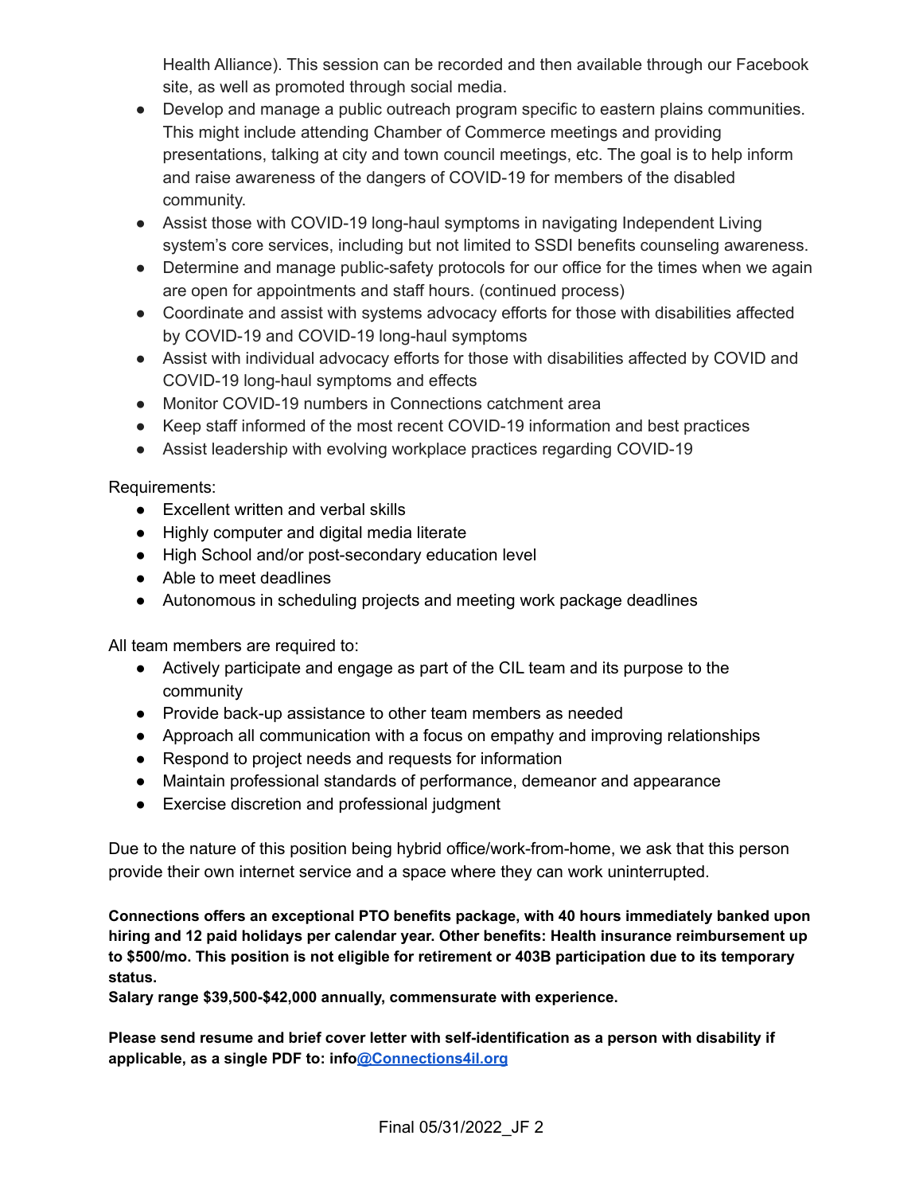Health Alliance). This session can be recorded and then available through our Facebook site, as well as promoted through social media.

- Develop and manage a public outreach program specific to eastern plains communities. This might include attending Chamber of Commerce meetings and providing presentations, talking at city and town council meetings, etc. The goal is to help inform and raise awareness of the dangers of COVID-19 for members of the disabled community.
- Assist those with COVID-19 long-haul symptoms in navigating Independent Living system's core services, including but not limited to SSDI benefits counseling awareness.
- Determine and manage public-safety protocols for our office for the times when we again are open for appointments and staff hours. (continued process)
- Coordinate and assist with systems advocacy efforts for those with disabilities affected by COVID-19 and COVID-19 long-haul symptoms
- Assist with individual advocacy efforts for those with disabilities affected by COVID and COVID-19 long-haul symptoms and effects
- Monitor COVID-19 numbers in Connections catchment area
- Keep staff informed of the most recent COVID-19 information and best practices
- Assist leadership with evolving workplace practices regarding COVID-19

Requirements:

- Excellent written and verbal skills
- Highly computer and digital media literate
- High School and/or post-secondary education level
- Able to meet deadlines
- Autonomous in scheduling projects and meeting work package deadlines

All team members are required to:

- Actively participate and engage as part of the CIL team and its purpose to the community
- Provide back-up assistance to other team members as needed
- Approach all communication with a focus on empathy and improving relationships
- Respond to project needs and requests for information
- Maintain professional standards of performance, demeanor and appearance
- Exercise discretion and professional judgment

Due to the nature of this position being hybrid office/work-from-home, we ask that this person provide their own internet service and a space where they can work uninterrupted.

**Connections offers an exceptional PTO benefits package, with 40 hours immediately banked upon hiring and 12 paid holidays per calendar year. Other benefits: Health insurance reimbursement up to $500/mo. This position is not eligible for retirement or 403B participation due to its temporary status.**
**Salary range $39,500-$42,000 annually, commensurate with experience.**

**Please send resume and brief cover letter with self-identification as a person with disability if applicable, as a single PDF to: info@Connections4il.org**

Final 05/31/2022_JF 2